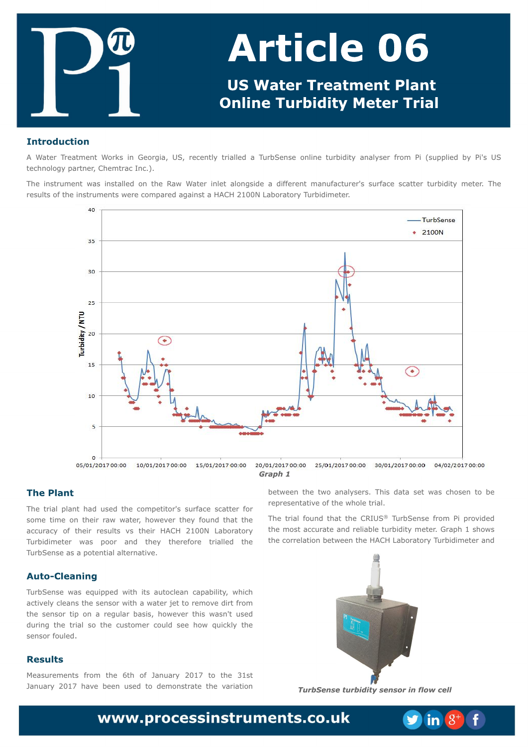# Article 06

## US Water Treatment Plant Online Turbidity Meter Trial

## Introduction

A Water Treatment Works in Georgia, US, recently trialled a TurbSense online turbidity analyser from Pi (supplied by Pi's US technology partner, Chemtrac Inc.).

The instrument was installed on the Raw Water inlet alongside a different manufacturer's surface scatter turbidity meter. The results of the instruments were compared against a HACH 2100N Laboratory Turbidimeter.

*Graph 1*

## The Plant

The trial plant had used the competitor's surface scatter for some time on their raw water, however they found that the accuracy of their results vs their HACH 2100N Laboratory Turbidimeter was poor and they therefore trialled the TurbSense as a potential alternative.

## Auto-Cleaning

TurbSense was equipped with its autoclean capability, which actively cleans the sensor with a water jet to remove dirt from the sensor tip on a regular basis, however this wasn't used during the trial so the customer could see how quickly the sensor fouled.

## Results

Measurements from the 6th of January 2017 to the 31st January 2017 have been used to demonstrate the variation between the two analysers. This data set was chosen to be representative of the whole trial.

The trial found that the CRIUS® TurbSense from Pi provided the most accurate and reliable turbidity meter. Graph 1 shows the correlation between the HACH Laboratory Turbidimeter and

*TurbSense turbidity sensor in flow cell*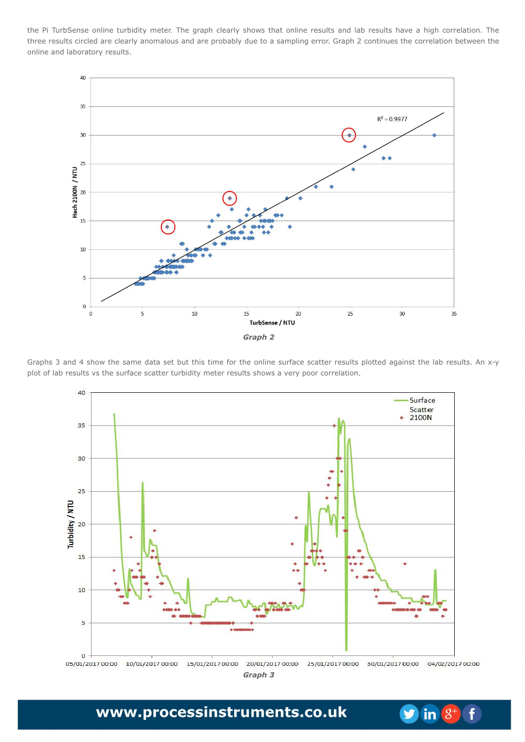the Pi TurbSense online turbidity meter. The graph clearly shows that online results and lab results have a high correlation. The three results circled are clearly anomalous and are probably due to a sampling error. Graph 2 continues the correlation between the online and laboratory results.

***Graph 2***

Graphs 3 and 4 show the same data set but this time for the online surface scatter results plotted against the lab results. An x-y plot of lab results vs the surface scatter turbidity meter results shows a very poor correlation.

***Graph 3***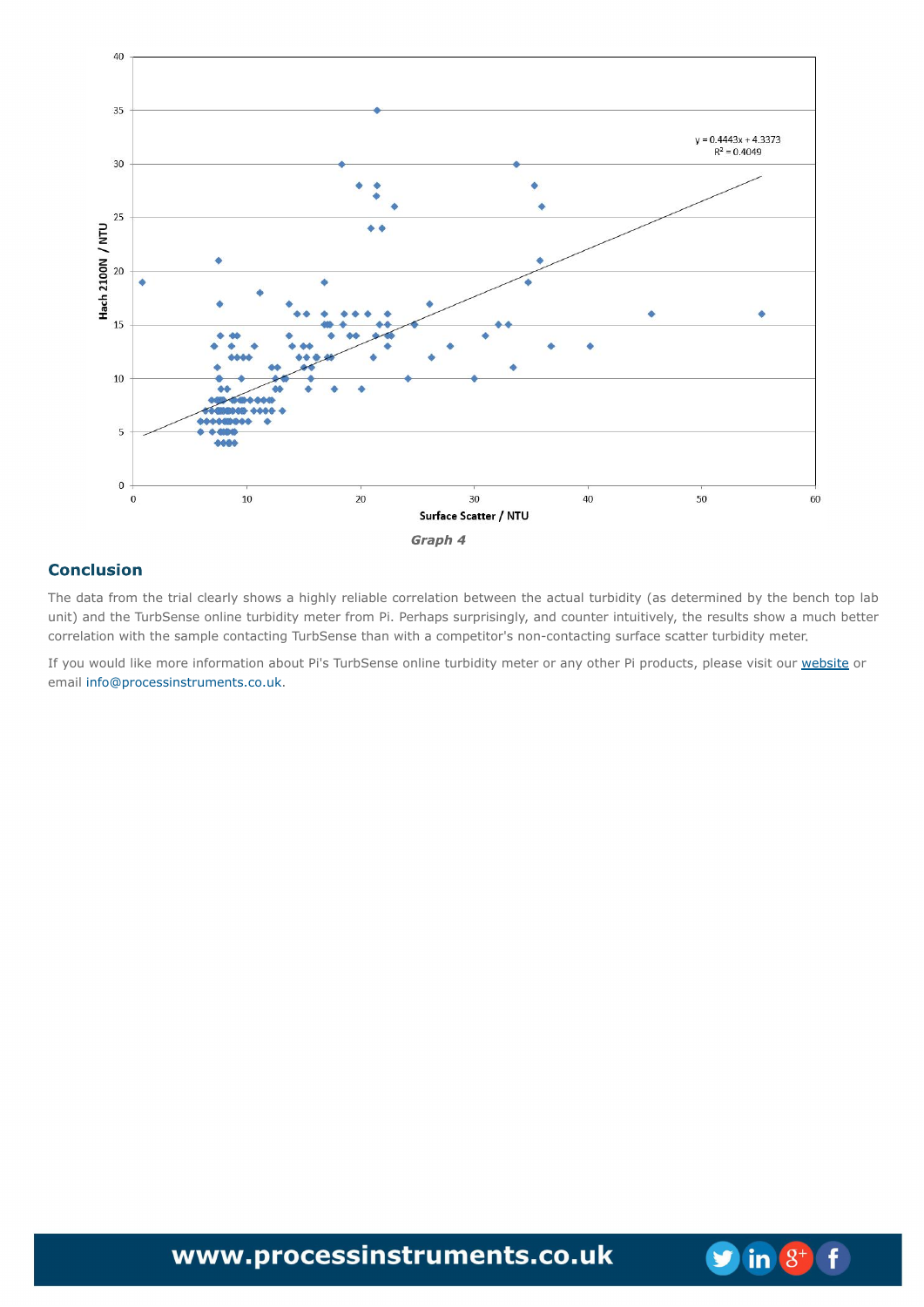y = 0.4443x + 4.3373

$R^2$ = 0.4049

Hach 2100N / NTU

Surface Scatter / NTU

0 5 10 15 20 25 30 35 40

0 10 20 30 40 50 60

*Graph 4*

## Conclusion

The data from the trial clearly shows a highly reliable correlation between the actual turbidity (as determined by the bench top lab unit) and the TurbSense online turbidity meter from Pi. Perhaps surprisingly, and counter intuitively, the results show a much better correlation with the sample contacting TurbSense than with a competitor's non-contacting surface scatter turbidity meter.

If you would like more information about Pi's TurbSense online turbidity meter or any other Pi products, please visit our website or email info@processinstruments.co.uk.

**www.processinstruments.co.uk**